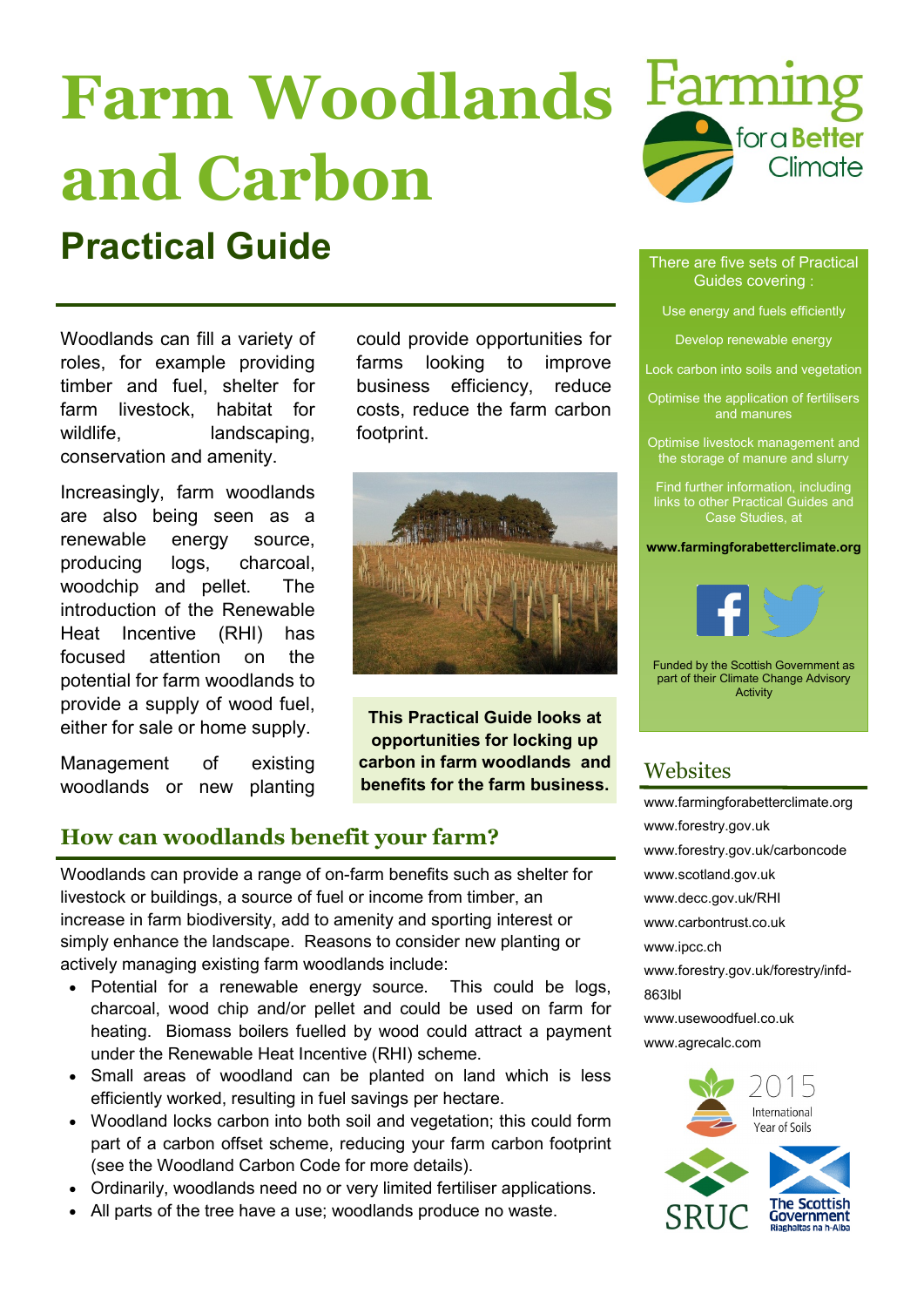# Farm Woodlands and Carbon

## Practical Guide

Woodlands can fill a variety of roles, for example providing timber and fuel, shelter for farm livestock, habitat for wildlife, landscaping, conservation and amenity.

Increasingly, farm woodlands are also being seen as a renewable energy source, producing logs, charcoal, woodchip and pellet. The introduction of the Renewable Heat Incentive (RHI) has focused attention on the potential for farm woodlands to provide a supply of wood fuel, either for sale or home supply.

Management of existing woodlands or new planting could provide opportunities for farms looking to improve business efficiency, reduce costs, reduce the farm carbon footprint.

**This Practical Guide looks at opportunities for locking up carbon in farm woodlands and benefits for the farm business.**

## How can woodlands benefit your farm?

Woodlands can provide a range of on-farm benefits such as shelter for livestock or buildings, a source of fuel or income from timber, an increase in farm biodiversity, add to amenity and sporting interest or simply enhance the landscape. Reasons to consider new planting or actively managing existing farm woodlands include:

- Potential for a renewable energy source. This could be logs, charcoal, wood chip and/or pellet and could be used on farm for heating. Biomass boilers fuelled by wood could attract a payment under the Renewable Heat Incentive (RHI) scheme.
- Small areas of woodland can be planted on land which is less efficiently worked, resulting in fuel savings per hectare.
- Woodland locks carbon into both soil and vegetation; this could form part of a carbon offset scheme, reducing your farm carbon footprint (see the Woodland Carbon Code for more details).
- Ordinarily, woodlands need no or very limited fertiliser applications.
- All parts of the tree have a use; woodlands produce no waste.

Farming for a Better Climate

There are five sets of Practical Guides covering :

- Use energy and fuels efficiently
- Develop renewable energy
- Lock carbon into soils and vegetation
- Optimise the application of fertilisers and manures
- Optimise livestock management and the storage of manure and slurry

Find further information, including links to other Practical Guides and Case Studies, at

**www.farmingforabetterclimate.org**

Funded by the Scottish Government as part of their Climate Change Advisory Activity

## Websites

- www.farmingforabetterclimate.org
- www.forestry.gov.uk
- www.forestry.gov.uk/carboncode
- www.scotland.gov.uk
- www.decc.gov.uk/RHI
- www.carbontrust.co.uk
- www.ipcc.ch
- www.forestry.gov.uk/forestry/infd-863lbl
- www.usewoodfuel.co.uk
- www.agrecalc.com

2015 International Year of Soils

SRUC

The Scottish Government Riaghaltas na h-Alba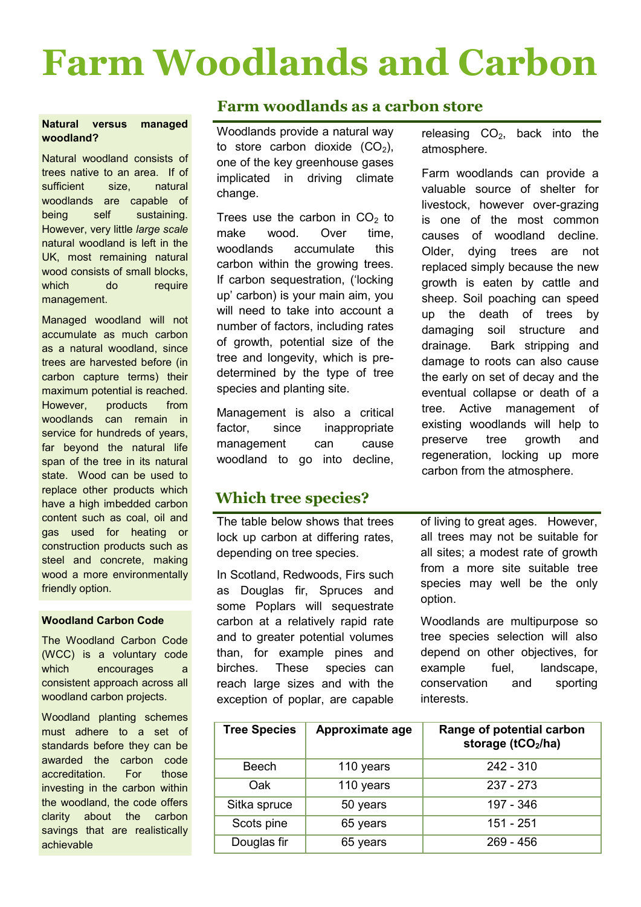# Farm Woodlands and Carbon

**Natural versus managed woodland?**

Natural woodland consists of trees native to an area. If of sufficient size, natural woodlands are capable of being self sustaining. However, very little *large scale* natural woodland is left in the UK, most remaining natural wood consists of small blocks, which do require management.

Managed woodland will not accumulate as much carbon as a natural woodland, since trees are harvested before (in carbon capture terms) their maximum potential is reached. However, products from woodlands can remain in service for hundreds of years, far beyond the natural life span of the tree in its natural state. Wood can be used to replace other products which have a high imbedded carbon content such as coal, oil and gas used for heating or construction products such as steel and concrete, making wood a more environmentally friendly option.

**Woodland Carbon Code**

The Woodland Carbon Code (WCC) is a voluntary code which encourages a consistent approach across all woodland carbon projects.

Woodland planting schemes must adhere to a set of standards before they can be awarded the carbon code accreditation. For those investing in the carbon within the woodland, the code offers clarity about the carbon savings that are realistically achievable

## Farm woodlands as a carbon store

Woodlands provide a natural way to store carbon dioxide ($CO_2$), one of the key greenhouse gases implicated in driving climate change.

Trees use the carbon in $CO_2$ to make wood. Over time, woodlands accumulate this carbon within the growing trees. If carbon sequestration, ('locking up' carbon) is your main aim, you will need to take into account a number of factors, including rates of growth, potential size of the tree and longevity, which is pre-determined by the type of tree species and planting site.

Management is also a critical factor, since inappropriate management can cause woodland to go into decline, releasing $CO_2$, back into the atmosphere.

Farm woodlands can provide a valuable source of shelter for livestock, however over-grazing is one of the most common causes of woodland decline. Older, dying trees are not replaced simply because the new growth is eaten by cattle and sheep. Soil poaching can speed up the death of trees by damaging soil structure and drainage. Bark stripping and damage to roots can also cause the early on set of decay and the eventual collapse or death of a tree. Active management of existing woodlands will help to preserve tree growth and regeneration, locking up more carbon from the atmosphere.

## Which tree species?

The table below shows that trees lock up carbon at differing rates, depending on tree species.

In Scotland, Redwoods, Firs such as Douglas fir, Spruces and some Poplars will sequestrate carbon at a relatively rapid rate and to greater potential volumes than, for example pines and birches. These species can reach large sizes and with the exception of poplar, are capable of living to great ages. However, all trees may not be suitable for all sites; a modest rate of growth from a more site suitable tree species may well be the only option.

Woodlands are multipurpose so tree species selection will also depend on other objectives, for example fuel, landscape, conservation and sporting interests.

| Tree Species | Approximate age | Range of potential carbon storage ($tCO_2$/ha) |
|---|---|---|
| Beech | 110 years | 242 - 310 |
| Oak | 110 years | 237 - 273 |
| Sitka spruce | 50 years | 197 - 346 |
| Scots pine | 65 years | 151 - 251 |
| Douglas fir | 65 years | 269 - 456 |